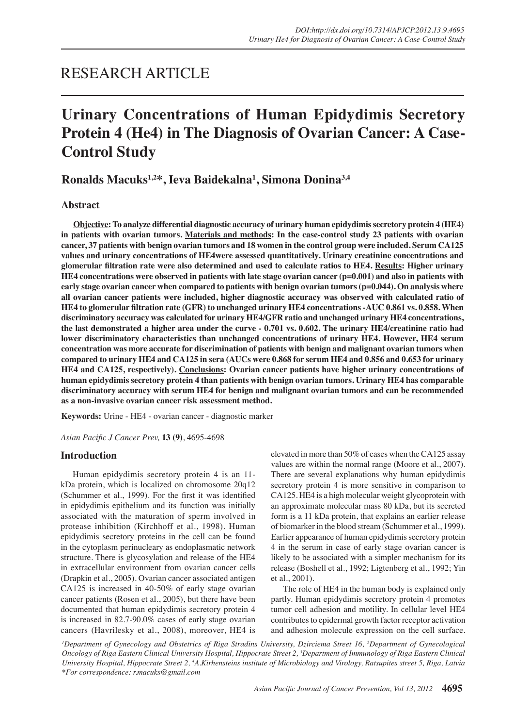# RESEARCH ARTICLE

# Urinary Concentrations of Human Epidydimis Secretory Protein 4 (He4) in The Diagnosis of Ovarian Cancer: A Case-Control Study

**Ronalds Macuks[1,2]\*, Ieva Baidekalna[1], Simona Donina[3,4]**

## Abstract

**Objective: To analyze differential diagnostic accuracy of urinary human epidydimis secretory protein 4 (HE4) in patients with ovarian tumors. Materials and methods: In the case-control study 23 patients with ovarian cancer, 37 patients with benign ovarian tumors and 18 women in the control group were included. Serum CA125 values and urinary concentrations of HE4were assessed quantitatively. Urinary creatinine concentrations and glomerular filtration rate were also determined and used to calculate ratios to HE4. Results: Higher urinary HE4 concentrations were observed in patients with late stage ovarian cancer (p=0.001) and also in patients with early stage ovarian cancer when compared to patients with benign ovarian tumors (p=0.044). On analysis where all ovarian cancer patients were included, higher diagnostic accuracy was observed with calculated ratio of HE4 to glomerular filtration rate (GFR) to unchanged urinary HE4 concentrations -AUC 0.861 vs. 0.858. When discriminatory accuracy was calculated for urinary HE4/GFR ratio and unchanged urinary HE4 concentrations, the last demonstrated a higher area under the curve - 0.701 vs. 0.602. The urinary HE4/creatinine ratio had lower discriminatory characteristics than unchanged concentrations of urinary HE4. However, HE4 serum concentration was more accurate for discrimination of patients with benign and malignant ovarian tumors when compared to urinary HE4 and CA125 in sera (AUCs were 0.868 for serum HE4 and 0.856 and 0.653 for urinary HE4 and CA125, respectively). Conclusions: Ovarian cancer patients have higher urinary concentrations of human epidydimis secretory protein 4 than patients with benign ovarian tumors. Urinary HE4 has comparable discriminatory accuracy with serum HE4 for benign and malignant ovarian tumors and can be recommended as a non-invasive ovarian cancer risk assessment method.**

**Keywords:** Urine - HE4 - ovarian cancer - diagnostic marker

*Asian Pacific J Cancer Prev,* **13 (9)**, 4695-4698

## Introduction

Human epidymis secretory protein 4 is an 11-kDa protein, which is localized on chromosome 20q12 (Schummer et al., 1999). For the first it was identified in epidydimis epithelium and its function was initially associated with the maturation of sperm involved in protease inhibition (Kirchhoff et al., 1998). Human epidydimis secretory proteins in the cell can be found in the cytoplasm perinucleary as endoplasmatic network structure. There is glycosylation and release of the HE4 in extracellular environment from ovarian cancer cells (Drapkin et al., 2005). Ovarian cancer associated antigen CA125 is increased in 40-50% of early stage ovarian cancer patients (Rosen et al., 2005), but there have been documented that human epidydimis secretory protein 4 is increased in 82.7-90.0% cases of early stage ovarian cancers (Havrilesky et al., 2008), moreover, HE4 is elevated in more than 50% of cases when the CA125 assay values are within the normal range (Moore et al., 2007). There are several explanations why human epidydimis secretory protein 4 is more sensitive in comparison to CA125. HE4 is a high molecular weight glycoprotein with an approximate molecular mass 80 kDa, but its secreted form is a 11 kDa protein, that explains an earlier release of biomarker in the blood stream (Schummer et al., 1999). Earlier appearance of human epidydimis secretory protein 4 in the serum in case of early stage ovarian cancer is likely to be associated with a simpler mechanism for its release (Boshell et al., 1992; Ligtenberg et al., 1992; Yin et al., 2001).

The role of HE4 in the human body is explained only partly. Human epidydimis secretory protein 4 promotes tumor cell adhesion and motility. In cellular level HE4 contributes to epidermal growth factor receptor activation and adhesion molecule expression on the cell surface.

*[1]Department of Gynecology and Obstetrics of Riga Stradins University, Dzirciema Street 16, [2]Department of Gynecological Oncology of Riga Eastern Clinical University Hospital, Hippocrate Street 2, [3]Department of Immunology of Riga Eastern Clinical University Hospital, Hippocrate Street 2, [4]A.Kirhensteins institute of Microbiology and Virology, Ratsupites street 5, Riga, Latvia \*For correspondence: r.macuks@gmail.com*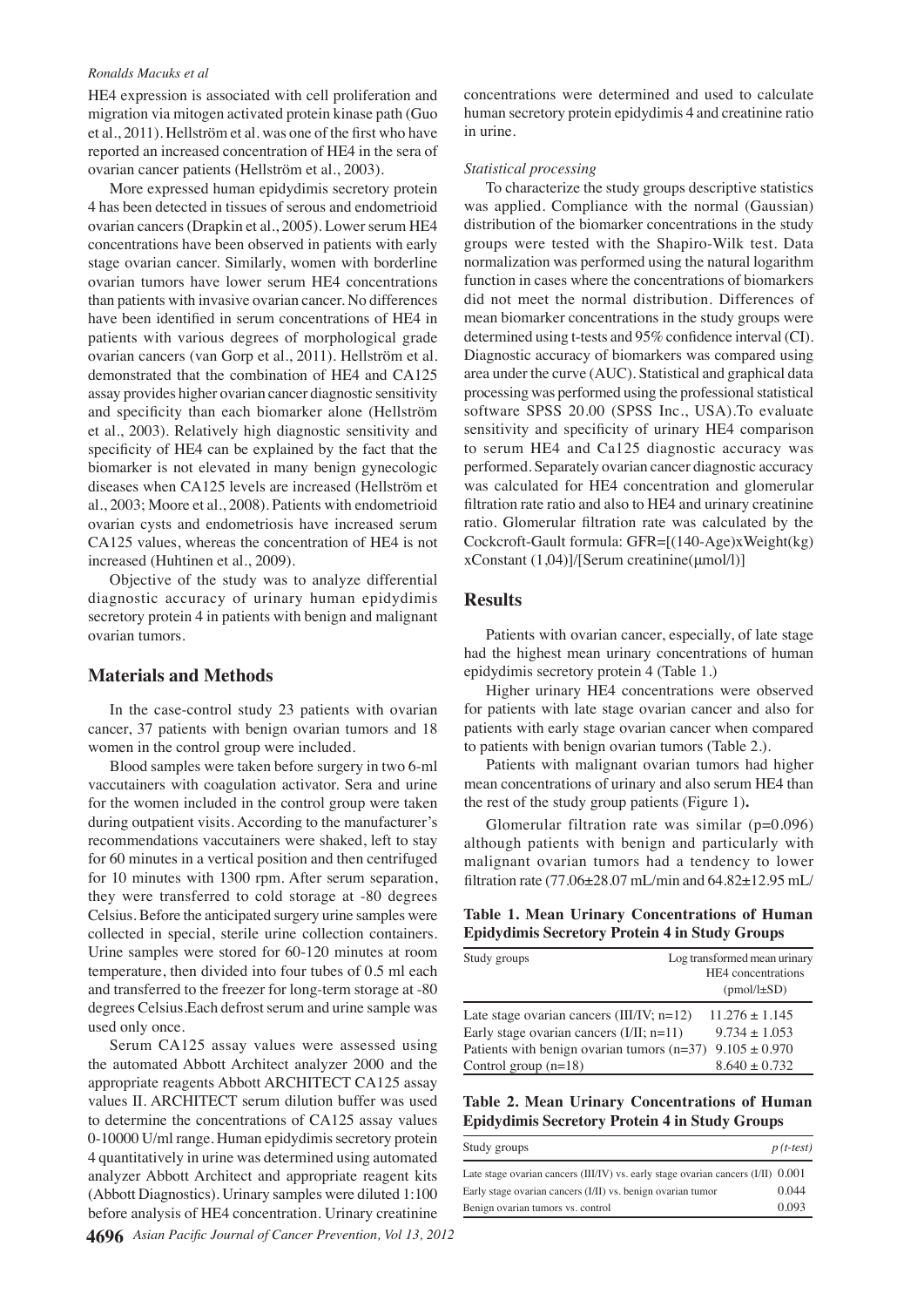HE4 expression is associated with cell proliferation and migration via mitogen activated protein kinase path (Guo et al., 2011). Hellström et al. was one of the first who have reported an increased concentration of HE4 in the sera of ovarian cancer patients (Hellström et al., 2003).

More expressed human epididymis secretory protein 4 has been detected in tissues of serous and endometrioid ovarian cancers (Drapkin et al., 2005). Lower serum HE4 concentrations have been observed in patients with early stage ovarian cancer. Similarly, women with borderline ovarian tumors have lower serum HE4 concentrations than patients with invasive ovarian cancer. No differences have been identified in serum concentrations of HE4 in patients with various degrees of morphological grade ovarian cancers (van Gorp et al., 2011). Hellström et al. demonstrated that the combination of HE4 and CA125 assay provides higher ovarian cancer diagnostic sensitivity and specificity than each biomarker alone (Hellström et al., 2003). Relatively high diagnostic sensitivity and specificity of HE4 can be explained by the fact that the biomarker is not elevated in many benign gynecologic diseases when CA125 levels are increased (Hellström et al., 2003; Moore et al., 2008). Patients with endometrioid ovarian cysts and endometriosis have increased serum CA125 values, whereas the concentration of HE4 is not increased (Huhtinen et al., 2009).

Objective of the study was to analyze differential diagnostic accuracy of urinary human epidydimis secretory protein 4 in patients with benign and malignant ovarian tumors.

## Materials and Methods

In the case-control study 23 patients with ovarian cancer, 37 patients with benign ovarian tumors and 18 women in the control group were included.

Blood samples were taken before surgery in two 6-ml vaccutainers with coagulation activator. Sera and urine for the women included in the control group were taken during outpatient visits. According to the manufacturer's recommendations vaccutainers were shaked, left to stay for 60 minutes in a vertical position and then centrifuged for 10 minutes with 1300 rpm. After serum separation, they were transferred to cold storage at -80 degrees Celsius. Before the anticipated surgery urine samples were collected in special, sterile urine collection containers. Urine samples were stored for 60-120 minutes at room temperature, then divided into four tubes of 0.5 ml each and transferred to the freezer for long-term storage at -80 degrees Celsius.Each defrost serum and urine sample was used only once.

Serum CA125 assay values were assessed using the automated Abbott Architect analyzer 2000 and the appropriate reagents Abbott ARCHITECT CA125 assay values II. ARCHITECT serum dilution buffer was used to determine the concentrations of CA125 assay values 0-10000 U/ml range. Human epidydimis secretory protein 4 quantitatively in urine was determined using automated analyzer Abbott Architect and appropriate reagent kits (Abbott Diagnostics). Urinary samples were diluted 1:100 before analysis of HE4 concentration. Urinary creatinine concentrations were determined and used to calculate human secretory protein epidydimis 4 and creatinine ratio in urine.

*Statistical processing*

To characterize the study groups descriptive statistics was applied. Compliance with the normal (Gaussian) distribution of the biomarker concentrations in the study groups were tested with the Shapiro-Wilk test. Data normalization was performed using the natural logarithm function in cases where the concentrations of biomarkers did not meet the normal distribution. Differences of mean biomarker concentrations in the study groups were determined using t-tests and 95% confidence interval (CI). Diagnostic accuracy of biomarkers was compared using area under the curve (AUC). Statistical and graphical data processing was performed using the professional statistical software SPSS 20.00 (SPSS Inc., USA).To evaluate sensitivity and specificity of urinary HE4 comparison to serum HE4 and Ca125 diagnostic accuracy was performed. Separately ovarian cancer diagnostic accuracy was calculated for HE4 concentration and glomerular filtration rate ratio and also to HE4 and urinary creatinine ratio. Glomerular filtration rate was calculated by the Cockcroft-Gault formula: GFR=[(140-Age)xWeight(kg) xConstant (1,04)]/[Serum creatinine(μmol/l)]

## Results

Patients with ovarian cancer, especially, of late stage had the highest mean urinary concentrations of human epidydimis secretory protein 4 (Table 1.)

Higher urinary HE4 concentrations were observed for patients with late stage ovarian cancer and also for patients with early stage ovarian cancer when compared to patients with benign ovarian tumors (Table 2.).

Patients with malignant ovarian tumors had higher mean concentrations of urinary and also serum HE4 than the rest of the study group patients (Figure 1)**.**

Glomerular filtration rate was similar ($p=0.096$) although patients with benign and particularly with malignant ovarian tumors had a tendency to lower filtration rate (77.06±28.07 mL/min and 64.82±12.95 mL/

**Table 1. Mean Urinary Concentrations of Human Epididymis Secretory Protein 4 in Study Groups**

| Study groups | Log transformed mean urinary HE4 concentrations (pmol/l±SD) |
|---|---|
| Late stage ovarian cancers (III/IV; n=12) | 11.276 ± 1.145 |
| Early stage ovarian cancers (I/II; n=11) | 9.734 ± 1.053 |
| Patients with benign ovarian tumors (n=37) | 9.105 ± 0.970 |
| Control group (n=18) | 8.640 ± 0.732 |

**Table 2. Mean Urinary Concentrations of Human Epididymis Secretory Protein 4 in Study Groups**

| Study groups | *p (t-test)* |
|---|---|
| Late stage ovarian cancers (III/IV) vs. early stage ovarian cancers (I/II) | 0.001 |
| Early stage ovarian cancers (I/II) vs. benign ovarian tumor | 0.044 |
| Benign ovarian tumors vs. control | 0.093 |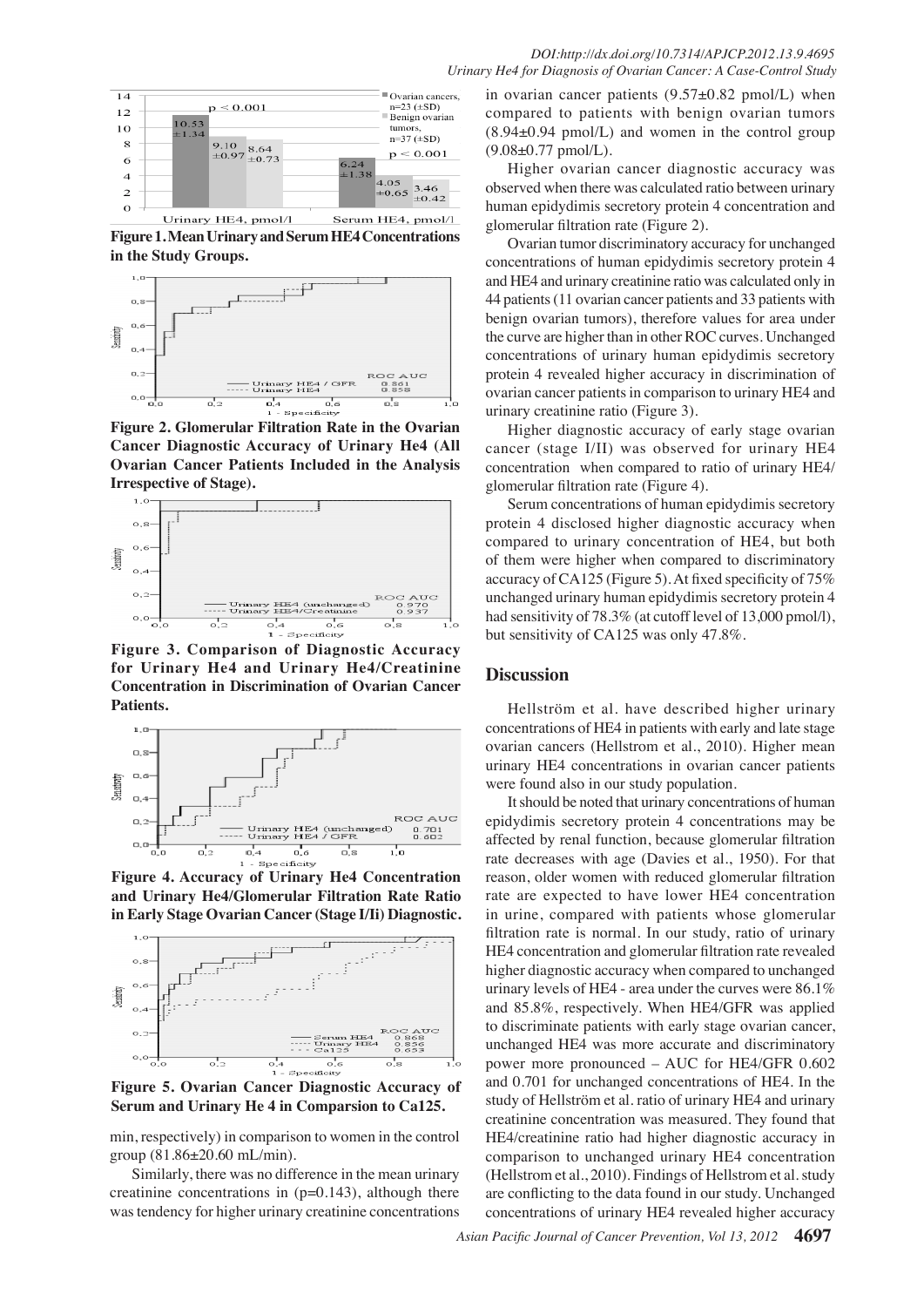14
12
10
8
6
4
2
0
p < 0.001
10.53
±1.34
9.10
±0.97
8.64
±0.73
6.24
±1.38
4.05
±0.65
3.46
±0.42
p < 0.001
Ovarian cancers, n=23 (±SD)
Benign ovarian tumors, n=37 (±SD)
Urinary HE4, pmol/l
Serum HE4, pmol/l

**Figure 1. Mean Urinary and Serum HE4 Concentrations in the Study Groups.**

Sensitivity
1 - Specificity
ROC AUC
Urinary HE4 / GFR 0.861
Urinary HE4 0.858

**Figure 2. Glomerular Filtration Rate in the Ovarian Cancer Diagnostic Accuracy of Urinary He4 (All Ovarian Cancer Patients Included in the Analysis Irrespective of Stage).**

Sensitivity
1 - Specificity
ROC AUC
Urinary HE4 (unchanged) 0.970
Urinary HE4/Creatinine 0.937

**Figure 3. Comparison of Diagnostic Accuracy for Urinary He4 and Urinary He4/Creatinine Concentration in Discrimination of Ovarian Cancer Patients.**

Sensitivity
1 - Specificity
ROC AUC
Urinary HE4 (unchanged) 0.701
Urinary HE4 / GFR 0.602

**Figure 4. Accuracy of Urinary He4 Concentration and Urinary He4/Glomerular Filtration Rate Ratio in Early Stage Ovarian Cancer (Stage I/Ii) Diagnostic.**

Sensitivity
1 - Specificity
ROC AUC
Serum HE4 0.868
Urinary HE4 0.856
Ca125 0.653

**Figure 5. Ovarian Cancer Diagnostic Accuracy of Serum and Urinary He 4 in Comparsion to Ca125.**

min, respectively) in comparison to women in the control group (81.86±20.60 mL/min).

Similarly, there was no difference in the mean urinary creatinine concentrations in ($p$=0.143), although there was tendency for higher urinary creatinine concentrations in ovarian cancer patients (9.57±0.82 pmol/L) when compared to patients with benign ovarian tumors (8.94±0.94 pmol/L) and women in the control group (9.08±0.77 pmol/L).

Higher ovarian cancer diagnostic accuracy was observed when there was calculated ratio between urinary human epidydimis secretory protein 4 concentration and glomerular filtration rate (Figure 2).

Ovarian tumor discriminatory accuracy for unchanged concentrations of human epidydimis secretory protein 4 and HE4 and urinary creatinine ratio was calculated only in 44 patients (11 ovarian cancer patients and 33 patients with benign ovarian tumors), therefore values for area under the curve are higher than in other ROC curves. Unchanged concentrations of urinary human epidydimis secretory protein 4 revealed higher accuracy in discrimination of ovarian cancer patients in comparison to urinary HE4 and urinary creatinine ratio (Figure 3).

Higher diagnostic accuracy of early stage ovarian cancer (stage I/II) was observed for urinary HE4 concentration when compared to ratio of urinary HE4/glomerular filtration rate (Figure 4).

Serum concentrations of human epidydimis secretory protein 4 disclosed higher diagnostic accuracy when compared to urinary concentration of HE4, but both of them were higher when compared to discriminatory accuracy of CA125 (Figure 5). At fixed specificity of 75% unchanged urinary human epidydimis secretory protein 4 had sensitivity of 78.3% (at cutoff level of 13,000 pmol/l), but sensitivity of CA125 was only 47.8%.

## Discussion

Hellström et al. have described higher urinary concentrations of HE4 in patients with early and late stage ovarian cancers (Hellstrom et al., 2010). Higher mean urinary HE4 concentrations in ovarian cancer patients were found also in our study population.

It should be noted that urinary concentrations of human epidydimis secretory protein 4 concentrations may be affected by renal function, because glomerular filtration rate decreases with age (Davies et al., 1950). For that reason, older women with reduced glomerular filtration rate are expected to have lower HE4 concentration in urine, compared with patients whose glomerular filtration rate is normal. In our study, ratio of urinary HE4 concentration and glomerular filtration rate revealed higher diagnostic accuracy when compared to unchanged urinary levels of HE4 - area under the curves were 86.1% and 85.8%, respectively. When HE4/GFR was applied to discriminate patients with early stage ovarian cancer, unchanged HE4 was more accurate and discriminatory power more pronounced – AUC for HE4/GFR 0.602 and 0.701 for unchanged concentrations of HE4. In the study of Hellström et al. ratio of urinary HE4 and urinary creatinine concentration was measured. They found that HE4/creatinine ratio had higher diagnostic accuracy in comparison to unchanged urinary HE4 concentration (Hellstrom et al., 2010). Findings of Hellstrom et al. study are conflicting to the data found in our study. Unchanged concentrations of urinary HE4 revealed higher accuracy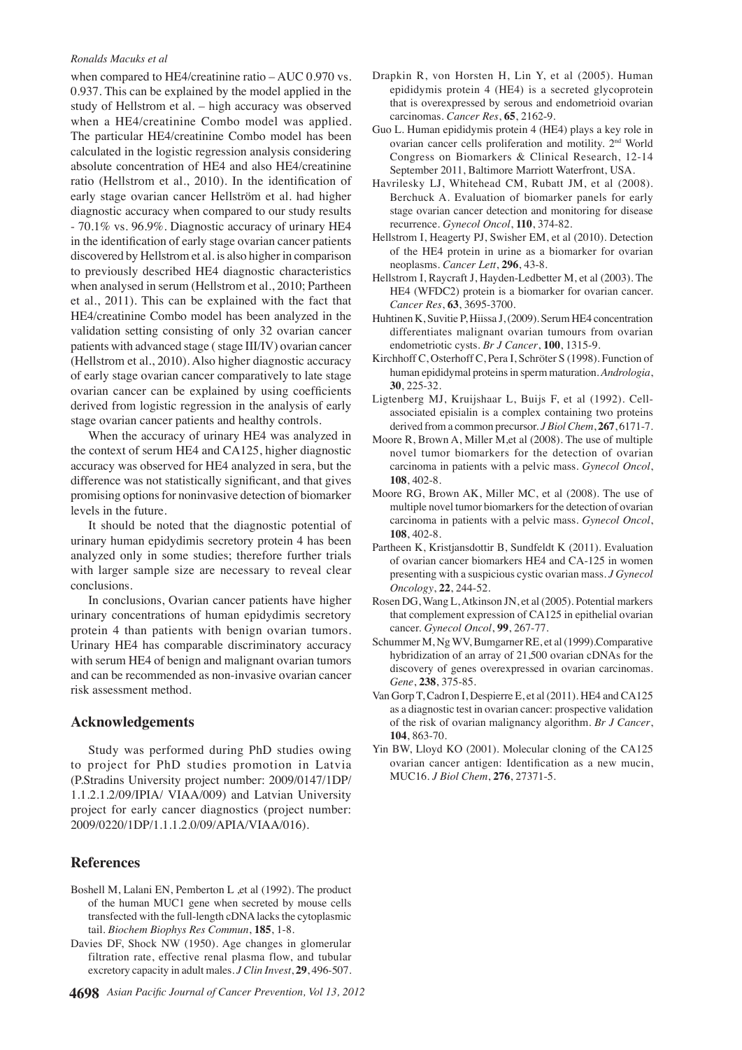when compared to HE4/creatinine ratio – AUC 0.970 vs. 0.937. This can be explained by the model applied in the study of Hellstrom et al. – high accuracy was observed when a HE4/creatinine Combo model was applied. The particular HE4/creatinine Combo model has been calculated in the logistic regression analysis considering absolute concentration of HE4 and also HE4/creatinine ratio (Hellstrom et al., 2010). In the identification of early stage ovarian cancer Hellström et al. had higher diagnostic accuracy when compared to our study results - 70.1% vs. 96.9%. Diagnostic accuracy of urinary HE4 in the identification of early stage ovarian cancer patients discovered by Hellstrom et al. is also higher in comparison to previously described HE4 diagnostic characteristics when analysed in serum (Hellstrom et al., 2010; Partheen et al., 2011). This can be explained with the fact that HE4/creatinine Combo model has been analyzed in the validation setting consisting of only 32 ovarian cancer patients with advanced stage ( stage III/IV) ovarian cancer (Hellstrom et al., 2010). Also higher diagnostic accuracy of early stage ovarian cancer comparatively to late stage ovarian cancer can be explained by using coefficients derived from logistic regression in the analysis of early stage ovarian cancer patients and healthy controls.

When the accuracy of urinary HE4 was analyzed in the context of serum HE4 and CA125, higher diagnostic accuracy was observed for HE4 analyzed in sera, but the difference was not statistically significant, and that gives promising options for noninvasive detection of biomarker levels in the future.

It should be noted that the diagnostic potential of urinary human epidydimis secretory protein 4 has been analyzed only in some studies; therefore further trials with larger sample size are necessary to reveal clear conclusions.

In conclusions, Ovarian cancer patients have higher urinary concentrations of human epidydimis secretory protein 4 than patients with benign ovarian tumors. Urinary HE4 has comparable discriminatory accuracy with serum HE4 of benign and malignant ovarian tumors and can be recommended as non-invasive ovarian cancer risk assessment method.

## Acknowledgements

Study was performed during PhD studies owing to project for PhD studies promotion in Latvia (P.Stradins University project number: 2009/0147/1DP/1.1.2.1.2/09/IPIA/ VIAA/009) and Latvian University project for early cancer diagnostics (project number: 2009/0220/1DP/1.1.1.2.0/09/APIA/VIAA/016).

## References

Boshell M, Lalani EN, Pemberton L ,et al (1992). The product of the human MUC1 gene when secreted by mouse cells transfected with the full-length cDNA lacks the cytoplasmic tail. *Biochem Biophys Res Commun*, **185**, 1-8.

Davies DF, Shock NW (1950). Age changes in glomerular filtration rate, effective renal plasma flow, and tubular excretory capacity in adult males. *J Clin Invest*, **29**, 496-507.

Drapkin R, von Horsten H, Lin Y, et al (2005). Human epididymis protein 4 (HE4) is a secreted glycoprotein that is overexpressed by serous and endometrioid ovarian carcinomas. *Cancer Res*, **65**, 2162-9.

Guo L. Human epididymis protein 4 (HE4) plays a key role in ovarian cancer cells proliferation and motility. 2nd World Congress on Biomarkers & Clinical Research, 12-14 September 2011, Baltimore Marriott Waterfront, USA.

Havrilesky LJ, Whitehead CM, Rubatt JM, et al (2008). Berchuck A. Evaluation of biomarker panels for early stage ovarian cancer detection and monitoring for disease recurrence. *Gynecol Oncol*, **110**, 374-82.

Hellstrom I, Heagerty PJ, Swisher EM, et al (2010). Detection of the HE4 protein in urine as a biomarker for ovarian neoplasms. *Cancer Lett*, **296**, 43-8.

Hellstrom I, Raycraft J, Hayden-Ledbetter M, et al (2003). The HE4 (WFDC2) protein is a biomarker for ovarian cancer. *Cancer Res*, **63**, 3695-3700.

Huhtinen K, Suvitie P, Hiissa J, (2009). Serum HE4 concentration differentiates malignant ovarian tumours from ovarian endometriotic cysts. *Br J Cancer*, **100**, 1315-9.

Kirchhoff C, Osterhoff C, Pera I, Schröter S (1998). Function of human epididymal proteins in sperm maturation. *Andrologia*, **30**, 225-32.

Ligtenberg MJ, Kruijshaar L, Buijs F, et al (1992). Cell-associated episialin is a complex containing two proteins derived from a common precursor. *J Biol Chem*, **267**, 6171-7.

Moore R, Brown A, Miller M,et al (2008). The use of multiple novel tumor biomarkers for the detection of ovarian carcinoma in patients with a pelvic mass. *Gynecol Oncol*, **108**, 402-8.

Moore RG, Brown AK, Miller MC, et al (2008). The use of multiple novel tumor biomarkers for the detection of ovarian carcinoma in patients with a pelvic mass. *Gynecol Oncol*, **108**, 402-8.

Partheen K, Kristjansdottir B, Sundfeldt K (2011). Evaluation of ovarian cancer biomarkers HE4 and CA-125 in women presenting with a suspicious cystic ovarian mass. *J Gynecol Oncology*, **22**, 244-52.

Rosen DG, Wang L, Atkinson JN, et al (2005). Potential markers that complement expression of CA125 in epithelial ovarian cancer. *Gynecol Oncol*, **99**, 267-77.

Schummer M, Ng WV, Bumgarner RE, et al (1999).Comparative hybridization of an array of 21,500 ovarian cDNAs for the discovery of genes overexpressed in ovarian carcinomas. *Gene*, **238**, 375-85.

Van Gorp T, Cadron I, Despierre E, et al (2011). HE4 and CA125 as a diagnostic test in ovarian cancer: prospective validation of the risk of ovarian malignancy algorithm. *Br J Cancer*, **104**, 863-70.

Yin BW, Lloyd KO (2001). Molecular cloning of the CA125 ovarian cancer antigen: Identification as a new mucin, MUC16. *J Biol Chem*, **276**, 27371-5.